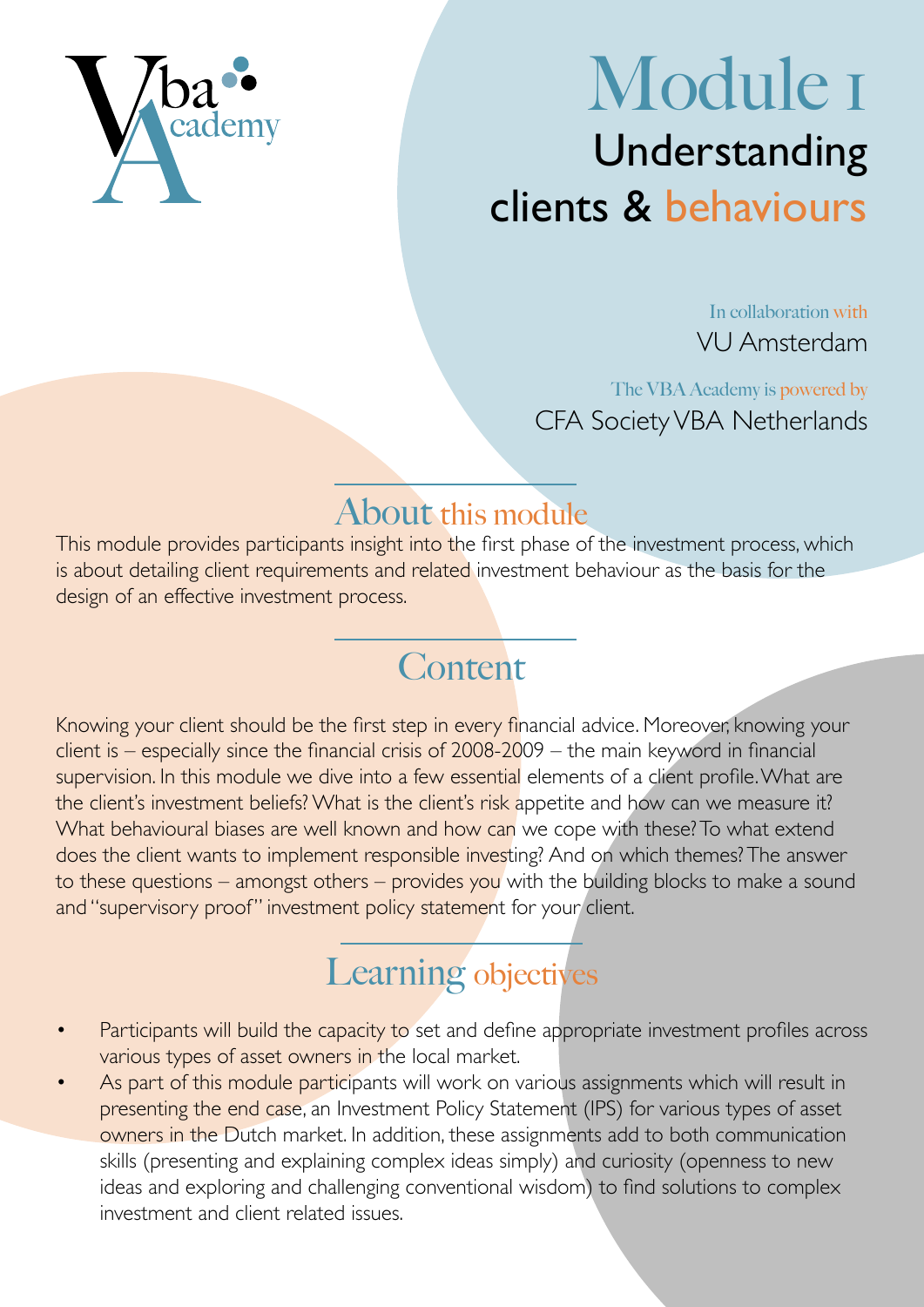Vba Academy

# Module I

## Understanding clients & behaviours

In collaboration with
VU Amsterdam

The VBA Academy is powered by
CFA Society VBA Netherlands

## About this module

This module provides participants insight into the first phase of the investment process, which is about detailing client requirements and related investment behaviour as the basis for the design of an effective investment process.

## Content

Knowing your client should be the first step in every financial advice. Moreover, knowing your client is – especially since the financial crisis of 2008-2009 – the main keyword in financial supervision. In this module we dive into a few essential elements of a client profile. What are the client's investment beliefs? What is the client's risk appetite and how can we measure it? What behavioural biases are well known and how can we cope with these? To what extend does the client wants to implement responsible investing? And on which themes? The answer to these questions – amongst others – provides you with the building blocks to make a sound and "supervisory proof" investment policy statement for your client.

## Learning objectives

- Participants will build the capacity to set and define appropriate investment profiles across various types of asset owners in the local market.
- As part of this module participants will work on various assignments which will result in presenting the end case, an Investment Policy Statement (IPS) for various types of asset owners in the Dutch market. In addition, these assignments add to both communication skills (presenting and explaining complex ideas simply) and curiosity (openness to new ideas and exploring and challenging conventional wisdom) to find solutions to complex investment and client related issues.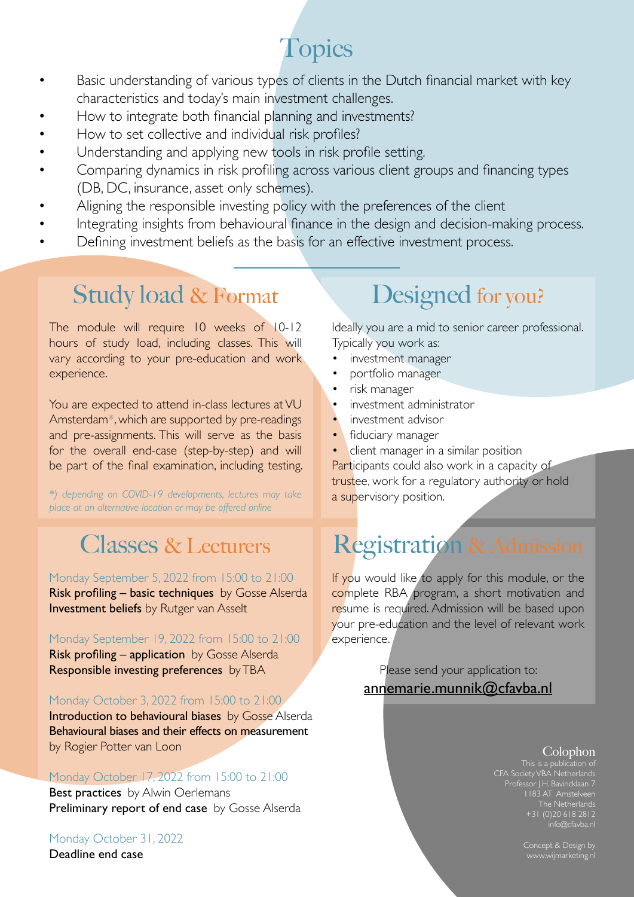# Topics

- Basic understanding of various types of clients in the Dutch financial market with key characteristics and today's main investment challenges.
- How to integrate both financial planning and investments?
- How to set collective and individual risk profiles?
- Understanding and applying new tools in risk profile setting.
- Comparing dynamics in risk profiling across various client groups and financing types (DB, DC, insurance, asset only schemes).
- Aligning the responsible investing policy with the preferences of the client
- Integrating insights from behavioural finance in the design and decision-making process.
- Defining investment beliefs as the basis for an effective investment process.

## Study load & Format

The module will require 10 weeks of 10-12 hours of study load, including classes. This will vary according to your pre-education and work experience.

You are expected to attend in-class lectures at VU Amsterdam*, which are supported by pre-readings and pre-assignments. This will serve as the basis for the overall end-case (step-by-step) and will be part of the final examination, including testing.

*\*) depending on COVID-19 developments, lectures may take place at an alternative location or may be offered online*

## Designed for you?

Ideally you are a mid to senior career professional. Typically you work as:

- investment manager
- portfolio manager
- risk manager
- investment administrator
- investment advisor
- fiduciary manager
- client manager in a similar position

Participants could also work in a capacity of trustee, work for a regulatory authority or hold a supervisory position.

## Classes & Lecturers

Monday September 5, 2022 from 15:00 to 21:00
**Risk profiling – basic techniques** by Gosse Alserda
**Investment beliefs** by Rutger van Asselt

Monday September 19, 2022 from 15:00 to 21:00
**Risk profiling – application** by Gosse Alserda
**Responsible investing preferences** by TBA

Monday October 3, 2022 from 15:00 to 21:00
**Introduction to behavioural biases** by Gosse Alserda
**Behavioural biases and their effects on measurement** by Rogier Potter van Loon

Monday October 17, 2022 from 15:00 to 21:00
**Best practices** by Alwin Oerlemans
**Preliminary report of end case** by Gosse Alserda

Monday October 31, 2022
**Deadline end case**

## Registration & Admission

If you would like to apply for this module, or the complete RBA program, a short motivation and resume is required. Admission will be based upon your pre-education and the level of relevant work experience.

Please send your application to:
annemarie.munnik@cfavba.nl

### Colophon

This is a publication of
CFA Society VBA Netherlands
Professor J.H. Bavincklaan 7
1183 AT Amstelveen
The Netherlands
+31 (0)20 618 2812
info@cfavba.nl

Concept & Design by
www.wijmarketing.nl